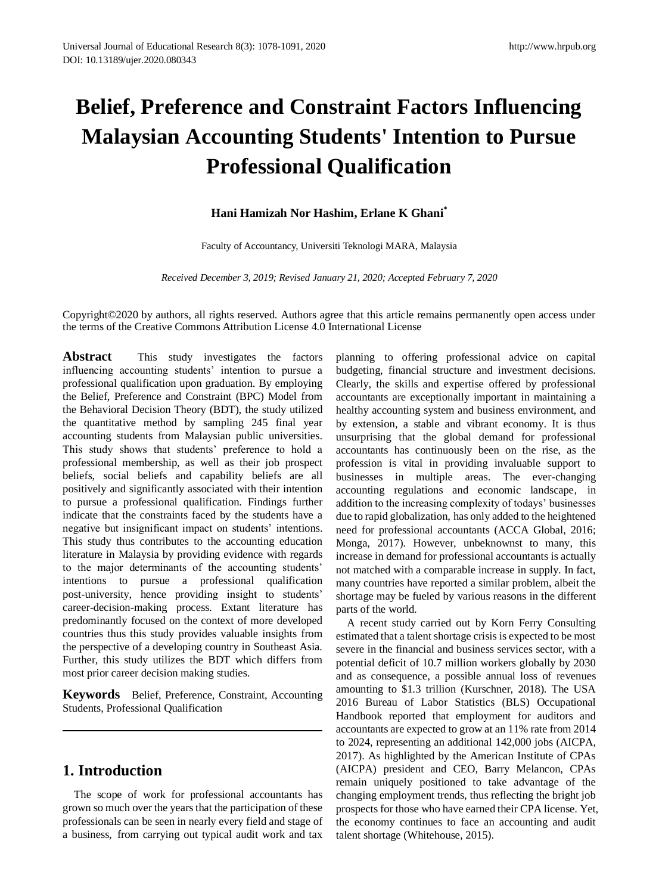# Belief, Preference and Constraint Factors Influencing Malaysian Accounting Students' Intention to Pursue Professional Qualification

**Hani Hamizah Nor Hashim, Erlane K Ghani[*]**

Faculty of Accountancy, Universiti Teknologi MARA, Malaysia

*Received December 3, 2019; Revised January 21, 2020; Accepted February 7, 2020*

Copyright©2020 by authors, all rights reserved. Authors agree that this article remains permanently open access under the terms of the Creative Commons Attribution License 4.0 International License

**Abstract** This study investigates the factors influencing accounting students' intention to pursue a professional qualification upon graduation. By employing the Belief, Preference and Constraint (BPC) Model from the Behavioral Decision Theory (BDT), the study utilized the quantitative method by sampling 245 final year accounting students from Malaysian public universities. This study shows that students' preference to hold a professional membership, as well as their job prospect beliefs, social beliefs and capability beliefs are all positively and significantly associated with their intention to pursue a professional qualification. Findings further indicate that the constraints faced by the students have a negative but insignificant impact on students' intentions. This study thus contributes to the accounting education literature in Malaysia by providing evidence with regards to the major determinants of the accounting students' intentions to pursue a professional qualification post-university, hence providing insight to students' career-decision-making process. Extant literature has predominantly focused on the context of more developed countries thus this study provides valuable insights from the perspective of a developing country in Southeast Asia. Further, this study utilizes the BDT which differs from most prior career decision making studies.

**Keywords** Belief, Preference, Constraint, Accounting Students, Professional Qualification

## 1. Introduction

The scope of work for professional accountants has grown so much over the years that the participation of these professionals can be seen in nearly every field and stage of a business, from carrying out typical audit work and tax planning to offering professional advice on capital budgeting, financial structure and investment decisions. Clearly, the skills and expertise offered by professional accountants are exceptionally important in maintaining a healthy accounting system and business environment, and by extension, a stable and vibrant economy. It is thus unsurprising that the global demand for professional accountants has continuously been on the rise, as the profession is vital in providing invaluable support to businesses in multiple areas. The ever-changing accounting regulations and economic landscape, in addition to the increasing complexity of todays' businesses due to rapid globalization, has only added to the heightened need for professional accountants (ACCA Global, 2016; Monga, 2017). However, unbeknownst to many, this increase in demand for professional accountants is actually not matched with a comparable increase in supply. In fact, many countries have reported a similar problem, albeit the shortage may be fueled by various reasons in the different parts of the world.

A recent study carried out by Korn Ferry Consulting estimated that a talent shortage crisis is expected to be most severe in the financial and business services sector, with a potential deficit of 10.7 million workers globally by 2030 and as consequence, a possible annual loss of revenues amounting to $1.3 trillion (Kurschner, 2018). The USA 2016 Bureau of Labor Statistics (BLS) Occupational Handbook reported that employment for auditors and accountants are expected to grow at an 11% rate from 2014 to 2024, representing an additional 142,000 jobs (AICPA, 2017). As highlighted by the American Institute of CPAs (AICPA) president and CEO, Barry Melancon, CPAs remain uniquely positioned to take advantage of the changing employment trends, thus reflecting the bright job prospects for those who have earned their CPA license. Yet, the economy continues to face an accounting and audit talent shortage (Whitehouse, 2015).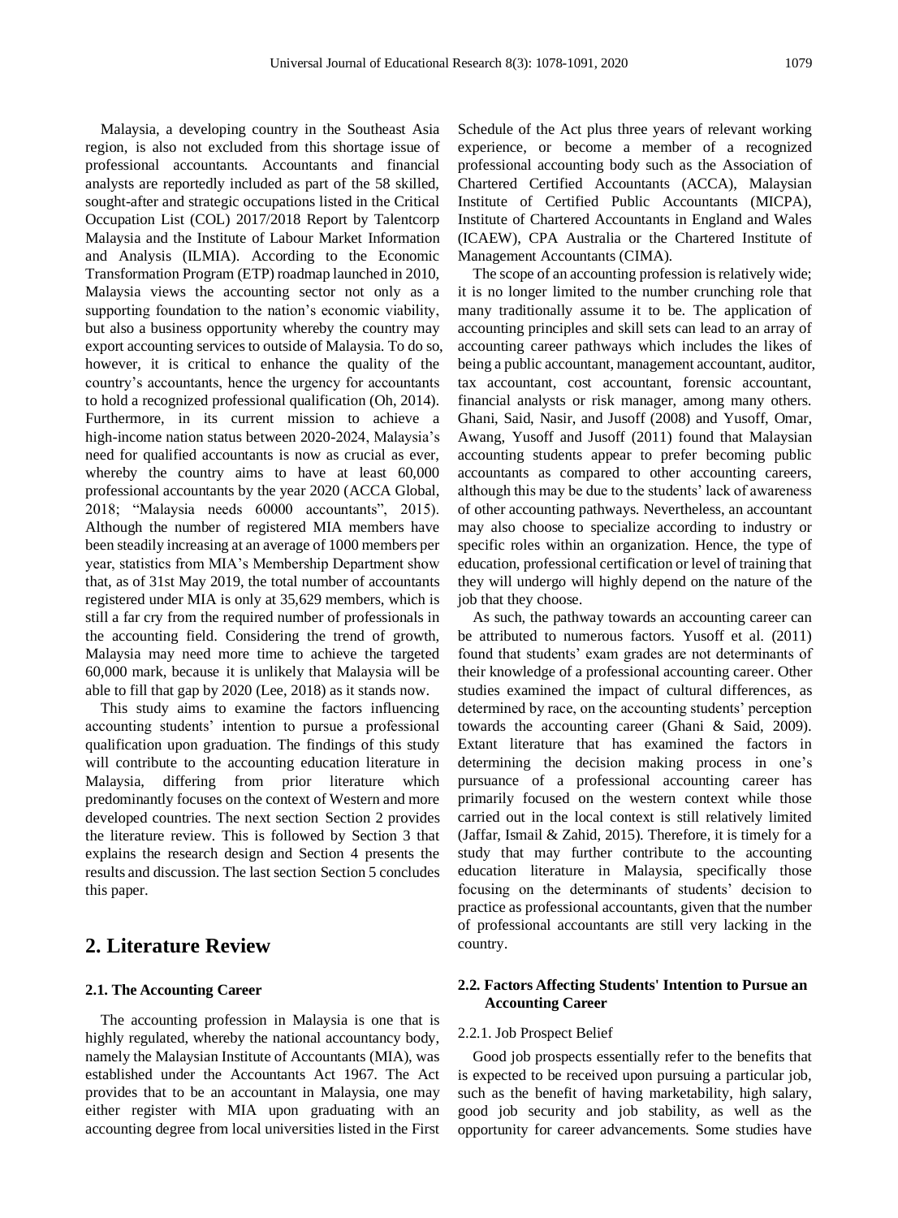Malaysia, a developing country in the Southeast Asia region, is also not excluded from this shortage issue of professional accountants. Accountants and financial analysts are reportedly included as part of the 58 skilled, sought-after and strategic occupations listed in the Critical Occupation List (COL) 2017/2018 Report by Talentcorp Malaysia and the Institute of Labour Market Information and Analysis (ILMIA). According to the Economic Transformation Program (ETP) roadmap launched in 2010, Malaysia views the accounting sector not only as a supporting foundation to the nation's economic viability, but also a business opportunity whereby the country may export accounting services to outside of Malaysia. To do so, however, it is critical to enhance the quality of the country's accountants, hence the urgency for accountants to hold a recognized professional qualification (Oh, 2014). Furthermore, in its current mission to achieve a high-income nation status between 2020-2024, Malaysia's need for qualified accountants is now as crucial as ever, whereby the country aims to have at least 60,000 professional accountants by the year 2020 (ACCA Global, 2018; "Malaysia needs 60000 accountants", 2015). Although the number of registered MIA members have been steadily increasing at an average of 1000 members per year, statistics from MIA's Membership Department show that, as of 31st May 2019, the total number of accountants registered under MIA is only at 35,629 members, which is still a far cry from the required number of professionals in the accounting field. Considering the trend of growth, Malaysia may need more time to achieve the targeted 60,000 mark, because it is unlikely that Malaysia will be able to fill that gap by 2020 (Lee, 2018) as it stands now.

This study aims to examine the factors influencing accounting students' intention to pursue a professional qualification upon graduation. The findings of this study will contribute to the accounting education literature in Malaysia, differing from prior literature which predominantly focuses on the context of Western and more developed countries. The next section Section 2 provides the literature review. This is followed by Section 3 that explains the research design and Section 4 presents the results and discussion. The last section Section 5 concludes this paper.

## 2. Literature Review

### 2.1. The Accounting Career

The accounting profession in Malaysia is one that is highly regulated, whereby the national accountancy body, namely the Malaysian Institute of Accountants (MIA), was established under the Accountants Act 1967. The Act provides that to be an accountant in Malaysia, one may either register with MIA upon graduating with an accounting degree from local universities listed in the First Schedule of the Act plus three years of relevant working experience, or become a member of a recognized professional accounting body such as the Association of Chartered Certified Accountants (ACCA), Malaysian Institute of Certified Public Accountants (MICPA), Institute of Chartered Accountants in England and Wales (ICAEW), CPA Australia or the Chartered Institute of Management Accountants (CIMA).

The scope of an accounting profession is relatively wide; it is no longer limited to the number crunching role that many traditionally assume it to be. The application of accounting principles and skill sets can lead to an array of accounting career pathways which includes the likes of being a public accountant, management accountant, auditor, tax accountant, cost accountant, forensic accountant, financial analysts or risk manager, among many others. Ghani, Said, Nasir, and Jusoff (2008) and Yusoff, Omar, Awang, Yusoff and Jusoff (2011) found that Malaysian accounting students appear to prefer becoming public accountants as compared to other accounting careers, although this may be due to the students' lack of awareness of other accounting pathways. Nevertheless, an accountant may also choose to specialize according to industry or specific roles within an organization. Hence, the type of education, professional certification or level of training that they will undergo will highly depend on the nature of the job that they choose.

As such, the pathway towards an accounting career can be attributed to numerous factors. Yusoff et al. (2011) found that students' exam grades are not determinants of their knowledge of a professional accounting career. Other studies examined the impact of cultural differences, as determined by race, on the accounting students' perception towards the accounting career (Ghani & Said, 2009). Extant literature that has examined the factors in determining the decision making process in one's pursuance of a professional accounting career has primarily focused on the western context while those carried out in the local context is still relatively limited (Jaffar, Ismail & Zahid, 2015). Therefore, it is timely for a study that may further contribute to the accounting education literature in Malaysia, specifically those focusing on the determinants of students' decision to practice as professional accountants, given that the number of professional accountants are still very lacking in the country.

### 2.2. Factors Affecting Students' Intention to Pursue an Accounting Career

#### 2.2.1. Job Prospect Belief

Good job prospects essentially refer to the benefits that is expected to be received upon pursuing a particular job, such as the benefit of having marketability, high salary, good job security and job stability, as well as the opportunity for career advancements. Some studies have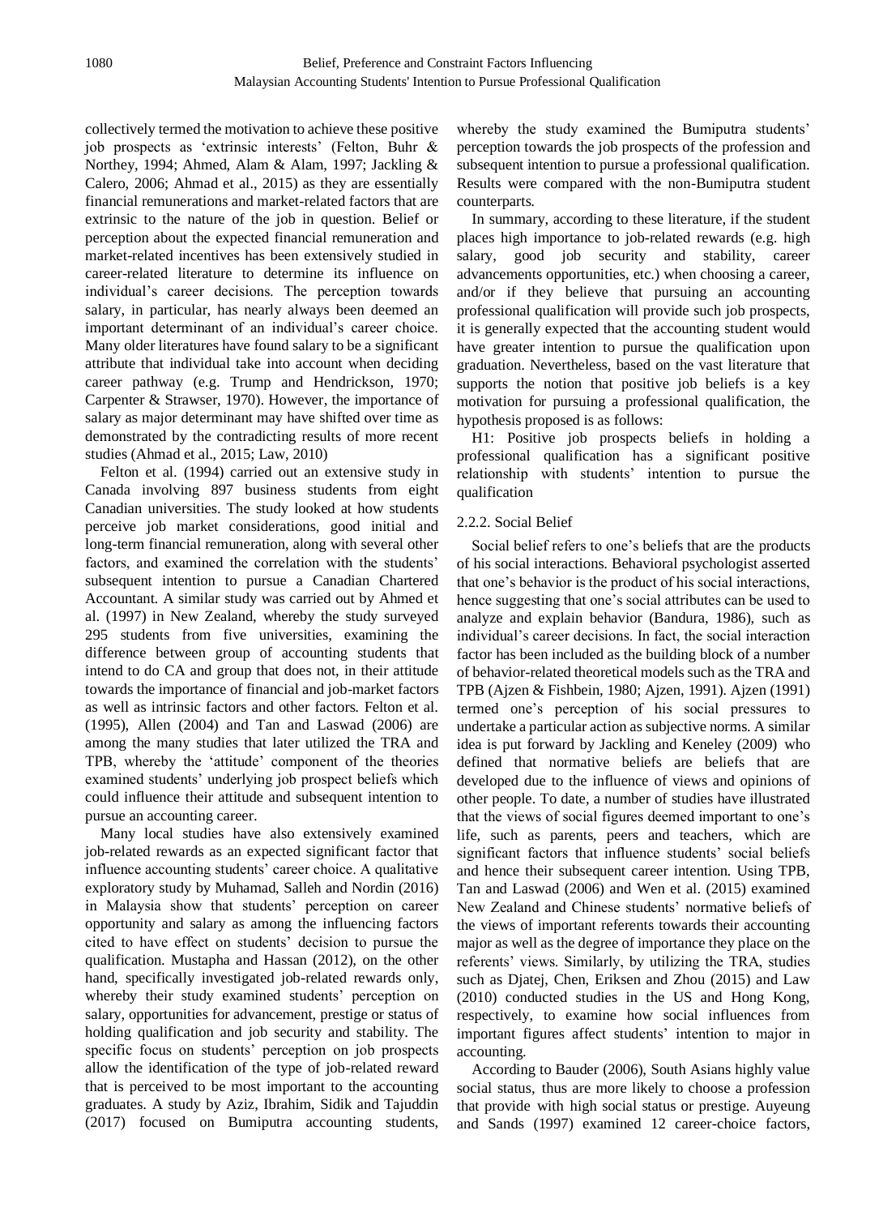collectively termed the motivation to achieve these positive job prospects as 'extrinsic interests' (Felton, Buhr & Northey, 1994; Ahmed, Alam & Alam, 1997; Jackling & Calero, 2006; Ahmad et al., 2015) as they are essentially financial remunerations and market-related factors that are extrinsic to the nature of the job in question. Belief or perception about the expected financial remuneration and market-related incentives has been extensively studied in career-related literature to determine its influence on individual's career decisions. The perception towards salary, in particular, has nearly always been deemed an important determinant of an individual's career choice. Many older literatures have found salary to be a significant attribute that individual take into account when deciding career pathway (e.g. Trump and Hendrickson, 1970; Carpenter & Strawser, 1970). However, the importance of salary as major determinant may have shifted over time as demonstrated by the contradicting results of more recent studies (Ahmad et al., 2015; Law, 2010)

Felton et al. (1994) carried out an extensive study in Canada involving 897 business students from eight Canadian universities. The study looked at how students perceive job market considerations, good initial and long-term financial remuneration, along with several other factors, and examined the correlation with the students' subsequent intention to pursue a Canadian Chartered Accountant. A similar study was carried out by Ahmed et al. (1997) in New Zealand, whereby the study surveyed 295 students from five universities, examining the difference between group of accounting students that intend to do CA and group that does not, in their attitude towards the importance of financial and job-market factors as well as intrinsic factors and other factors. Felton et al. (1995), Allen (2004) and Tan and Laswad (2006) are among the many studies that later utilized the TRA and TPB, whereby the 'attitude' component of the theories examined students' underlying job prospect beliefs which could influence their attitude and subsequent intention to pursue an accounting career.

Many local studies have also extensively examined job-related rewards as an expected significant factor that influence accounting students' career choice. A qualitative exploratory study by Muhamad, Salleh and Nordin (2016) in Malaysia show that students' perception on career opportunity and salary as among the influencing factors cited to have effect on students' decision to pursue the qualification. Mustapha and Hassan (2012), on the other hand, specifically investigated job-related rewards only, whereby their study examined students' perception on salary, opportunities for advancement, prestige or status of holding qualification and job security and stability. The specific focus on students' perception on job prospects allow the identification of the type of job-related reward that is perceived to be most important to the accounting graduates. A study by Aziz, Ibrahim, Sidik and Tajuddin (2017) focused on Bumiputra accounting students, whereby the study examined the Bumiputra students' perception towards the job prospects of the profession and subsequent intention to pursue a professional qualification. Results were compared with the non-Bumiputra student counterparts.

In summary, according to these literature, if the student places high importance to job-related rewards (e.g. high salary, good job security and stability, career advancements opportunities, etc.) when choosing a career, and/or if they believe that pursuing an accounting professional qualification will provide such job prospects, it is generally expected that the accounting student would have greater intention to pursue the qualification upon graduation. Nevertheless, based on the vast literature that supports the notion that positive job beliefs is a key motivation for pursuing a professional qualification, the hypothesis proposed is as follows:

H1: Positive job prospects beliefs in holding a professional qualification has a significant positive relationship with students' intention to pursue the qualification

### 2.2.2. Social Belief

Social belief refers to one's beliefs that are the products of his social interactions. Behavioral psychologist asserted that one's behavior is the product of his social interactions, hence suggesting that one's social attributes can be used to analyze and explain behavior (Bandura, 1986), such as individual's career decisions. In fact, the social interaction factor has been included as the building block of a number of behavior-related theoretical models such as the TRA and TPB (Ajzen & Fishbein, 1980; Ajzen, 1991). Ajzen (1991) termed one's perception of his social pressures to undertake a particular action as subjective norms. A similar idea is put forward by Jackling and Keneley (2009) who defined that normative beliefs are beliefs that are developed due to the influence of views and opinions of other people. To date, a number of studies have illustrated that the views of social figures deemed important to one's life, such as parents, peers and teachers, which are significant factors that influence students' social beliefs and hence their subsequent career intention. Using TPB, Tan and Laswad (2006) and Wen et al. (2015) examined New Zealand and Chinese students' normative beliefs of the views of important referents towards their accounting major as well as the degree of importance they place on the referents' views. Similarly, by utilizing the TRA, studies such as Djatej, Chen, Eriksen and Zhou (2015) and Law (2010) conducted studies in the US and Hong Kong, respectively, to examine how social influences from important figures affect students' intention to major in accounting.

According to Bauder (2006), South Asians highly value social status, thus are more likely to choose a profession that provide with high social status or prestige. Auyeung and Sands (1997) examined 12 career-choice factors,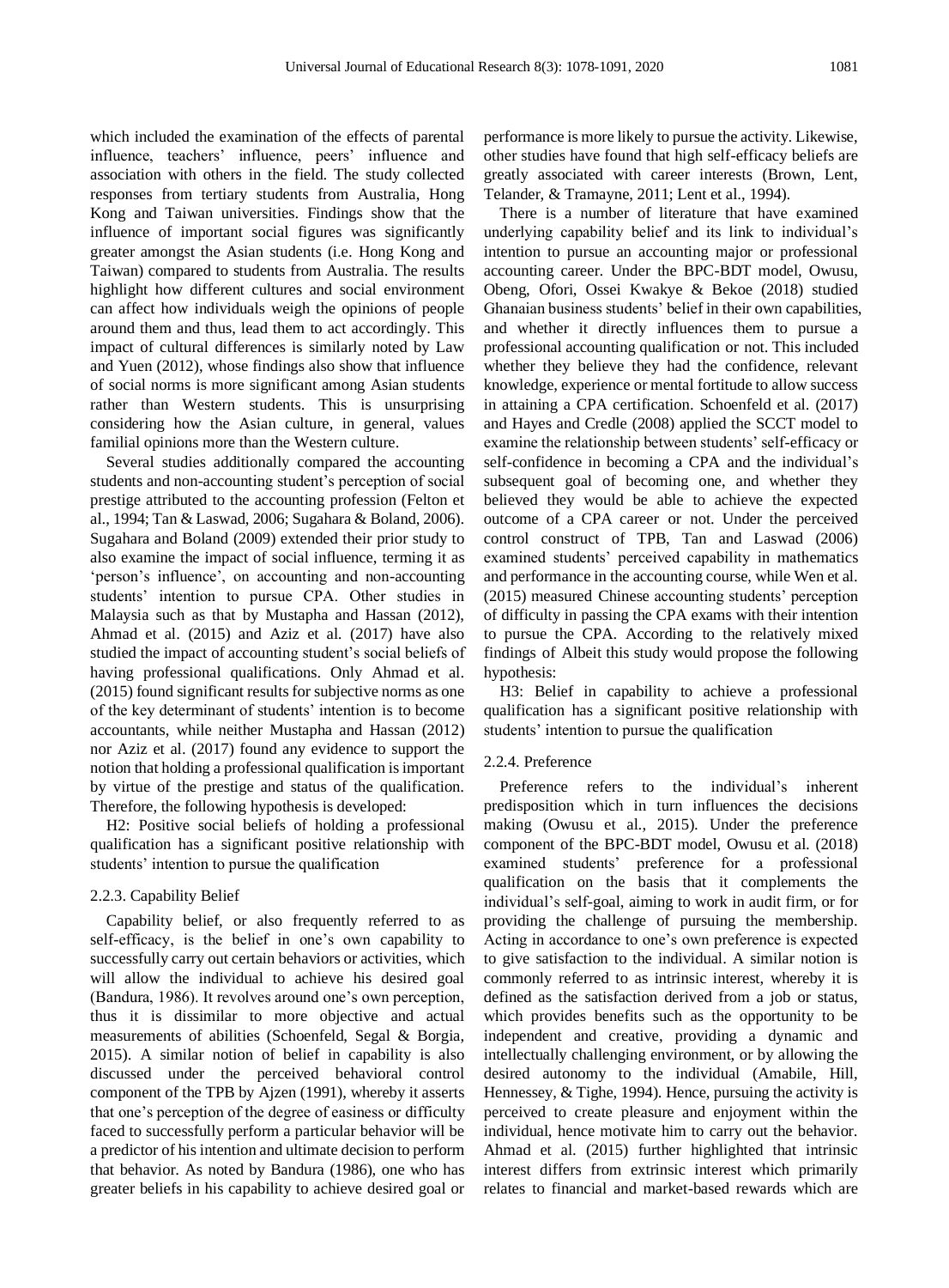which included the examination of the effects of parental influence, teachers' influence, peers' influence and association with others in the field. The study collected responses from tertiary students from Australia, Hong Kong and Taiwan universities. Findings show that the influence of important social figures was significantly greater amongst the Asian students (i.e. Hong Kong and Taiwan) compared to students from Australia. The results highlight how different cultures and social environment can affect how individuals weigh the opinions of people around them and thus, lead them to act accordingly. This impact of cultural differences is similarly noted by Law and Yuen (2012), whose findings also show that influence of social norms is more significant among Asian students rather than Western students. This is unsurprising considering how the Asian culture, in general, values familial opinions more than the Western culture.

Several studies additionally compared the accounting students and non-accounting student's perception of social prestige attributed to the accounting profession (Felton et al., 1994; Tan & Laswad, 2006; Sugahara & Boland, 2006). Sugahara and Boland (2009) extended their prior study to also examine the impact of social influence, terming it as 'person's influence', on accounting and non-accounting students' intention to pursue CPA. Other studies in Malaysia such as that by Mustapha and Hassan (2012), Ahmad et al. (2015) and Aziz et al. (2017) have also studied the impact of accounting student's social beliefs of having professional qualifications. Only Ahmad et al. (2015) found significant results for subjective norms as one of the key determinant of students' intention is to become accountants, while neither Mustapha and Hassan (2012) nor Aziz et al. (2017) found any evidence to support the notion that holding a professional qualification is important by virtue of the prestige and status of the qualification. Therefore, the following hypothesis is developed:

H2: Positive social beliefs of holding a professional qualification has a significant positive relationship with students' intention to pursue the qualification

#### 2.2.3. Capability Belief

Capability belief, or also frequently referred to as self-efficacy, is the belief in one's own capability to successfully carry out certain behaviors or activities, which will allow the individual to achieve his desired goal (Bandura, 1986). It revolves around one's own perception, thus it is dissimilar to more objective and actual measurements of abilities (Schoenfeld, Segal & Borgia, 2015). A similar notion of belief in capability is also discussed under the perceived behavioral control component of the TPB by Ajzen (1991), whereby it asserts that one's perception of the degree of easiness or difficulty faced to successfully perform a particular behavior will be a predictor of his intention and ultimate decision to perform that behavior. As noted by Bandura (1986), one who has greater beliefs in his capability to achieve desired goal or performance is more likely to pursue the activity. Likewise, other studies have found that high self-efficacy beliefs are greatly associated with career interests (Brown, Lent, Telander, & Tramayne, 2011; Lent et al., 1994).

There is a number of literature that have examined underlying capability belief and its link to individual's intention to pursue an accounting major or professional accounting career. Under the BPC-BDT model, Owusu, Obeng, Ofori, Ossei Kwakye & Bekoe (2018) studied Ghanaian business students' belief in their own capabilities, and whether it directly influences them to pursue a professional accounting qualification or not. This included whether they believe they had the confidence, relevant knowledge, experience or mental fortitude to allow success in attaining a CPA certification. Schoenfeld et al. (2017) and Hayes and Credle (2008) applied the SCCT model to examine the relationship between students' self-efficacy or self-confidence in becoming a CPA and the individual's subsequent goal of becoming one, and whether they believed they would be able to achieve the expected outcome of a CPA career or not. Under the perceived control construct of TPB, Tan and Laswad (2006) examined students' perceived capability in mathematics and performance in the accounting course, while Wen et al. (2015) measured Chinese accounting students' perception of difficulty in passing the CPA exams with their intention to pursue the CPA. According to the relatively mixed findings of Albeit this study would propose the following hypothesis:

H3: Belief in capability to achieve a professional qualification has a significant positive relationship with students' intention to pursue the qualification

#### 2.2.4. Preference

Preference refers to the individual's inherent predisposition which in turn influences the decisions making (Owusu et al., 2015). Under the preference component of the BPC-BDT model, Owusu et al. (2018) examined students' preference for a professional qualification on the basis that it complements the individual's self-goal, aiming to work in audit firm, or for providing the challenge of pursuing the membership. Acting in accordance to one's own preference is expected to give satisfaction to the individual. A similar notion is commonly referred to as intrinsic interest, whereby it is defined as the satisfaction derived from a job or status, which provides benefits such as the opportunity to be independent and creative, providing a dynamic and intellectually challenging environment, or by allowing the desired autonomy to the individual (Amabile, Hill, Hennessey, & Tighe, 1994). Hence, pursuing the activity is perceived to create pleasure and enjoyment within the individual, hence motivate him to carry out the behavior. Ahmad et al. (2015) further highlighted that intrinsic interest differs from extrinsic interest which primarily relates to financial and market-based rewards which are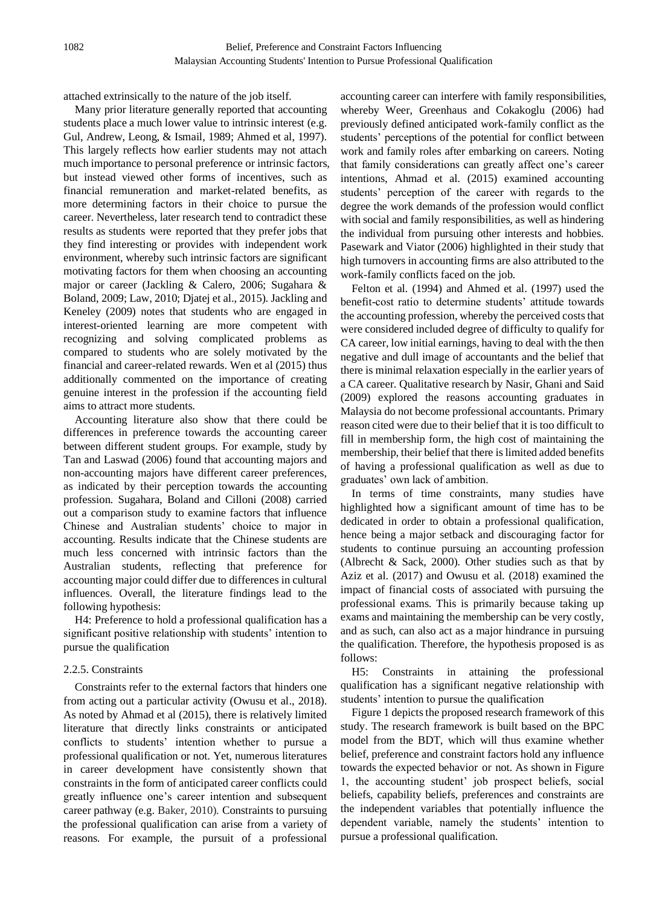attached extrinsically to the nature of the job itself.

Many prior literature generally reported that accounting students place a much lower value to intrinsic interest (e.g. Gul, Andrew, Leong, & Ismail, 1989; Ahmed et al, 1997). This largely reflects how earlier students may not attach much importance to personal preference or intrinsic factors, but instead viewed other forms of incentives, such as financial remuneration and market-related benefits, as more determining factors in their choice to pursue the career. Nevertheless, later research tend to contradict these results as students were reported that they prefer jobs that they find interesting or provides with independent work environment, whereby such intrinsic factors are significant motivating factors for them when choosing an accounting major or career (Jackling & Calero, 2006; Sugahara & Boland, 2009; Law, 2010; Djatej et al., 2015). Jackling and Keneley (2009) notes that students who are engaged in interest-oriented learning are more competent with recognizing and solving complicated problems as compared to students who are solely motivated by the financial and career-related rewards. Wen et al (2015) thus additionally commented on the importance of creating genuine interest in the profession if the accounting field aims to attract more students.

Accounting literature also show that there could be differences in preference towards the accounting career between different student groups. For example, study by Tan and Laswad (2006) found that accounting majors and non-accounting majors have different career preferences, as indicated by their perception towards the accounting profession. Sugahara, Boland and Cilloni (2008) carried out a comparison study to examine factors that influence Chinese and Australian students' choice to major in accounting. Results indicate that the Chinese students are much less concerned with intrinsic factors than the Australian students, reflecting that preference for accounting major could differ due to differences in cultural influences. Overall, the literature findings lead to the following hypothesis:

H4: Preference to hold a professional qualification has a significant positive relationship with students' intention to pursue the qualification

#### 2.2.5. Constraints

Constraints refer to the external factors that hinders one from acting out a particular activity (Owusu et al., 2018). As noted by Ahmad et al (2015), there is relatively limited literature that directly links constraints or anticipated conflicts to students' intention whether to pursue a professional qualification or not. Yet, numerous literatures in career development have consistently shown that constraints in the form of anticipated career conflicts could greatly influence one's career intention and subsequent career pathway (e.g. Baker, 2010). Constraints to pursuing the professional qualification can arise from a variety of reasons. For example, the pursuit of a professional accounting career can interfere with family responsibilities, whereby Weer, Greenhaus and Cokakoglu (2006) had previously defined anticipated work-family conflict as the students' perceptions of the potential for conflict between work and family roles after embarking on careers. Noting that family considerations can greatly affect one's career intentions, Ahmad et al. (2015) examined accounting students' perception of the career with regards to the degree the work demands of the profession would conflict with social and family responsibilities, as well as hindering the individual from pursuing other interests and hobbies. Pasewark and Viator (2006) highlighted in their study that high turnovers in accounting firms are also attributed to the work-family conflicts faced on the job.

Felton et al. (1994) and Ahmed et al. (1997) used the benefit-cost ratio to determine students' attitude towards the accounting profession, whereby the perceived costs that were considered included degree of difficulty to qualify for CA career, low initial earnings, having to deal with the then negative and dull image of accountants and the belief that there is minimal relaxation especially in the earlier years of a CA career. Qualitative research by Nasir, Ghani and Said (2009) explored the reasons accounting graduates in Malaysia do not become professional accountants. Primary reason cited were due to their belief that it is too difficult to fill in membership form, the high cost of maintaining the membership, their belief that there is limited added benefits of having a professional qualification as well as due to graduates' own lack of ambition.

In terms of time constraints, many studies have highlighted how a significant amount of time has to be dedicated in order to obtain a professional qualification, hence being a major setback and discouraging factor for students to continue pursuing an accounting profession (Albrecht & Sack, 2000). Other studies such as that by Aziz et al. (2017) and Owusu et al. (2018) examined the impact of financial costs of associated with pursuing the professional exams. This is primarily because taking up exams and maintaining the membership can be very costly, and as such, can also act as a major hindrance in pursuing the qualification. Therefore, the hypothesis proposed is as follows:

H5: Constraints in attaining the professional qualification has a significant negative relationship with students' intention to pursue the qualification

Figure 1 depicts the proposed research framework of this study. The research framework is built based on the BPC model from the BDT, which will thus examine whether belief, preference and constraint factors hold any influence towards the expected behavior or not. As shown in Figure 1, the accounting student' job prospect beliefs, social beliefs, capability beliefs, preferences and constraints are the independent variables that potentially influence the dependent variable, namely the students' intention to pursue a professional qualification.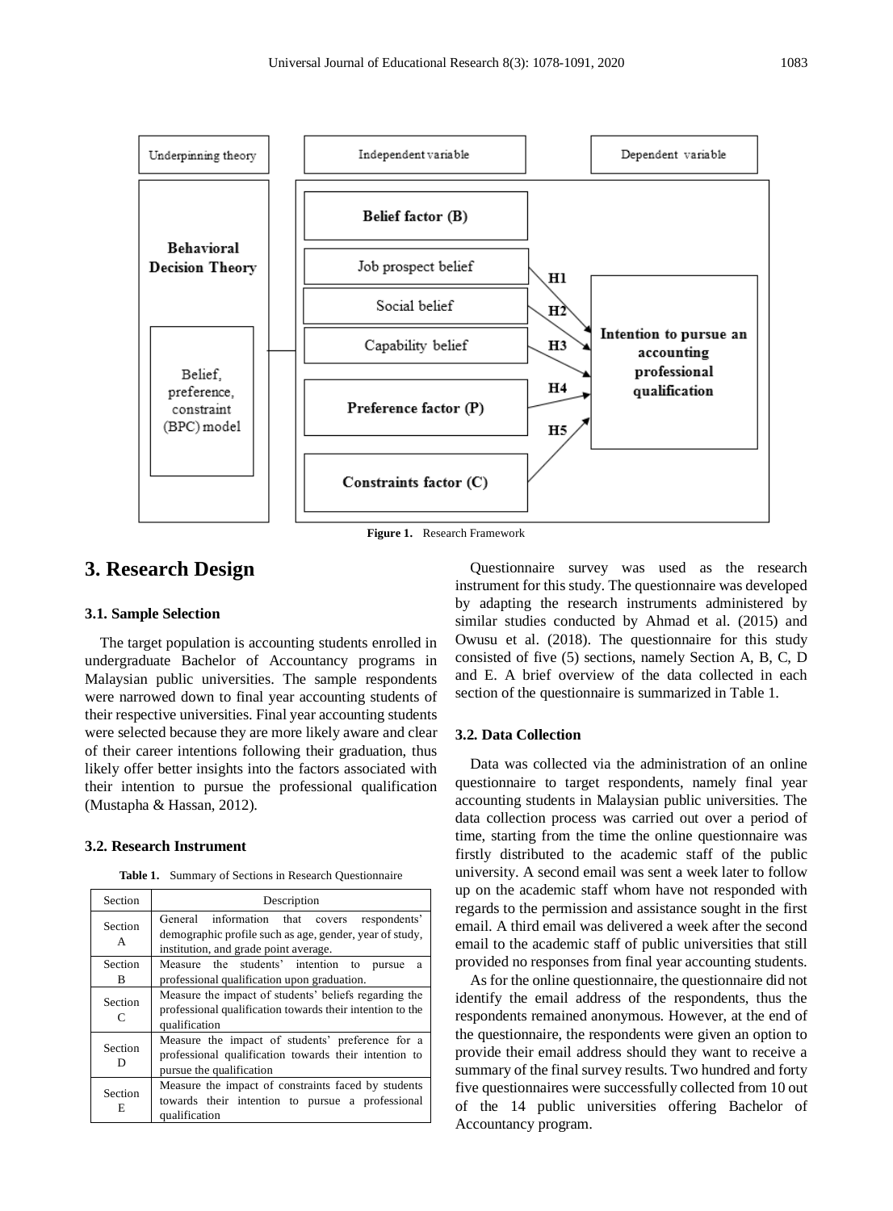Figure 1. Research Framework

## 3. Research Design

### 3.1. Sample Selection

The target population is accounting students enrolled in undergraduate Bachelor of Accountancy programs in Malaysian public universities. The sample respondents were narrowed down to final year accounting students of their respective universities. Final year accounting students were selected because they are more likely aware and clear of their career intentions following their graduation, thus likely offer better insights into the factors associated with their intention to pursue the professional qualification (Mustapha & Hassan, 2012).

### 3.2. Research Instrument

**Table 1.** Summary of Sections in Research Questionnaire

| Section | Description |
|---|---|
| Section A | General information that covers respondents' demographic profile such as age, gender, year of study, institution, and grade point average. |
| Section B | Measure the students' intention to pursue a professional qualification upon graduation. |
| Section C | Measure the impact of students' beliefs regarding the professional qualification towards their intention to the qualification |
| Section D | Measure the impact of students' preference for a professional qualification towards their intention to pursue the qualification |
| Section E | Measure the impact of constraints faced by students towards their intention to pursue a professional qualification |

Questionnaire survey was used as the research instrument for this study. The questionnaire was developed by adapting the research instruments administered by similar studies conducted by Ahmad et al. (2015) and Owusu et al. (2018). The questionnaire for this study consisted of five (5) sections, namely Section A, B, C, D and E. A brief overview of the data collected in each section of the questionnaire is summarized in Table 1.

### 3.2. Data Collection

Data was collected via the administration of an online questionnaire to target respondents, namely final year accounting students in Malaysian public universities. The data collection process was carried out over a period of time, starting from the time the online questionnaire was firstly distributed to the academic staff of the public university. A second email was sent a week later to follow up on the academic staff whom have not responded with regards to the permission and assistance sought in the first email. A third email was delivered a week after the second email to the academic staff of public universities that still provided no responses from final year accounting students.

As for the online questionnaire, the questionnaire did not identify the email address of the respondents, thus the respondents remained anonymous. However, at the end of the questionnaire, the respondents were given an option to provide their email address should they want to receive a summary of the final survey results. Two hundred and forty five questionnaires were successfully collected from 10 out of the 14 public universities offering Bachelor of Accountancy program.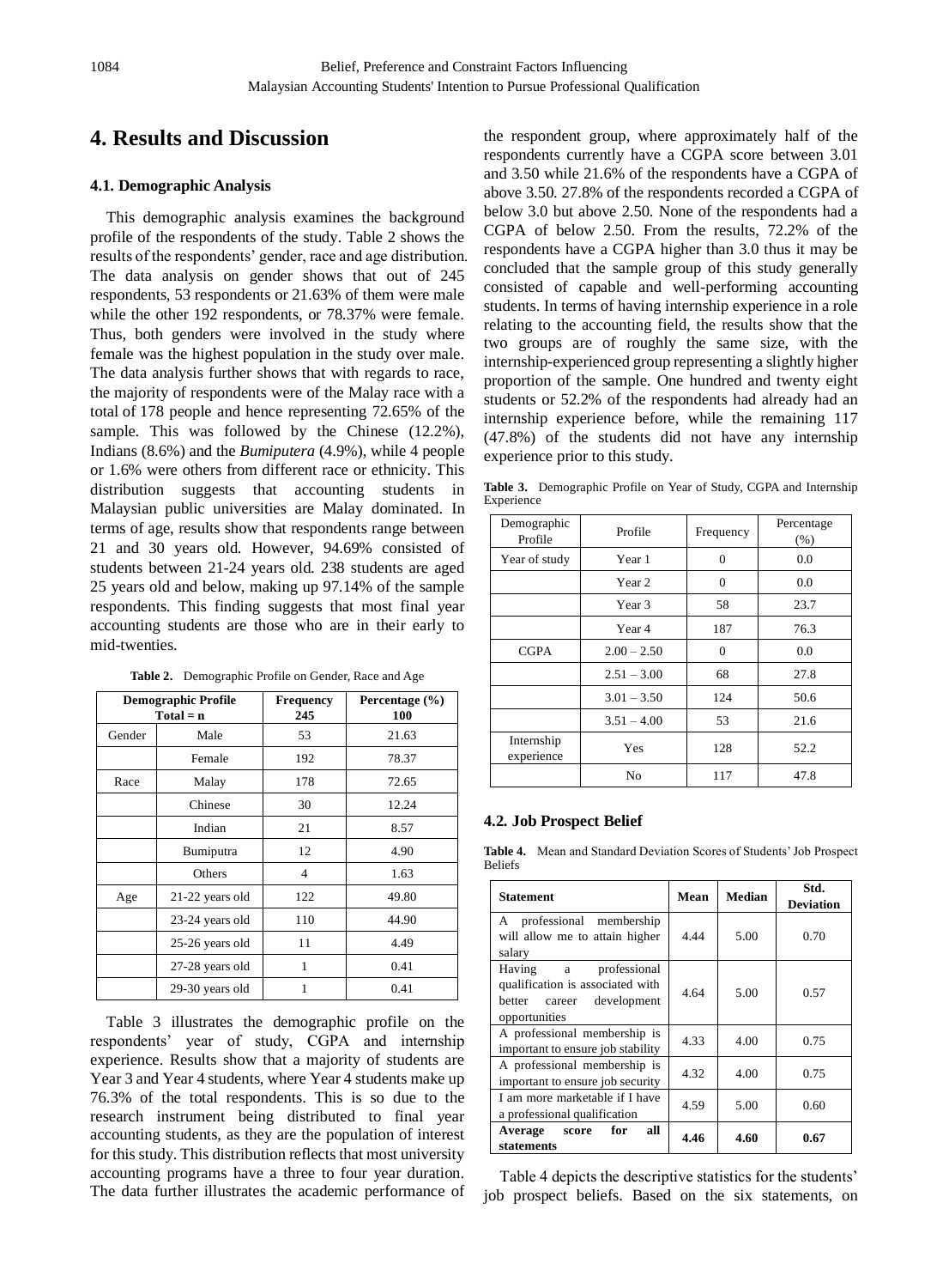## 4. Results and Discussion

### 4.1. Demographic Analysis

This demographic analysis examines the background profile of the respondents of the study. Table 2 shows the results of the respondents' gender, race and age distribution. The data analysis on gender shows that out of 245 respondents, 53 respondents or 21.63% of them were male while the other 192 respondents, or 78.37% were female. Thus, both genders were involved in the study where female was the highest population in the study over male. The data analysis further shows that with regards to race, the majority of respondents were of the Malay race with a total of 178 people and hence representing 72.65% of the sample. This was followed by the Chinese (12.2%), Indians (8.6%) and the *Bumiputera* (4.9%), while 4 people or 1.6% were others from different race or ethnicity. This distribution suggests that accounting students in Malaysian public universities are Malay dominated. In terms of age, results show that respondents range between 21 and 30 years old. However, 94.69% consisted of students between 21-24 years old. 238 students are aged 25 years old and below, making up 97.14% of the sample respondents. This finding suggests that most final year accounting students are those who are in their early to mid-twenties.

**Table 2.** Demographic Profile on Gender, Race and Age

| Demographic Profile Total = n | | Frequency 245 | Percentage (%) 100 |
|---|---|---|---|
| Gender | Male | 53 | 21.63 |
| | Female | 192 | 78.37 |
| Race | Malay | 178 | 72.65 |
| | Chinese | 30 | 12.24 |
| | Indian | 21 | 8.57 |
| | Bumiputra | 12 | 4.90 |
| | Others | 4 | 1.63 |
| Age | 21-22 years old | 122 | 49.80 |
| | 23-24 years old | 110 | 44.90 |
| | 25-26 years old | 11 | 4.49 |
| | 27-28 years old | 1 | 0.41 |
| | 29-30 years old | 1 | 0.41 |

Table 3 illustrates the demographic profile on the respondents' year of study, CGPA and internship experience. Results show that a majority of students are Year 3 and Year 4 students, where Year 4 students make up 76.3% of the total respondents. This is so due to the research instrument being distributed to final year accounting students, as they are the population of interest for this study. This distribution reflects that most university accounting programs have a three to four year duration. The data further illustrates the academic performance of the respondent group, where approximately half of the respondents currently have a CGPA score between 3.01 and 3.50 while 21.6% of the respondents have a CGPA of above 3.50. 27.8% of the respondents recorded a CGPA of below 3.0 but above 2.50. None of the respondents had a CGPA of below 2.50. From the results, 72.2% of the respondents have a CGPA higher than 3.0 thus it may be concluded that the sample group of this study generally consisted of capable and well-performing accounting students. In terms of having internship experience in a role relating to the accounting field, the results show that the two groups are of roughly the same size, with the internship-experienced group representing a slightly higher proportion of the sample. One hundred and twenty eight students or 52.2% of the respondents had already had an internship experience before, while the remaining 117 (47.8%) of the students did not have any internship experience prior to this study.

**Table 3.** Demographic Profile on Year of Study, CGPA and Internship Experience

| Demographic Profile | Profile | Frequency | Percentage (%) |
|---|---|---|---|
| Year of study | Year 1 | 0 | 0.0 |
| | Year 2 | 0 | 0.0 |
| | Year 3 | 58 | 23.7 |
| | Year 4 | 187 | 76.3 |
| CGPA | 2.00 – 2.50 | 0 | 0.0 |
| | 2.51 – 3.00 | 68 | 27.8 |
| | 3.01 – 3.50 | 124 | 50.6 |
| | 3.51 – 4.00 | 53 | 21.6 |
| Internship experience | Yes | 128 | 52.2 |
| | No | 117 | 47.8 |

### 4.2. Job Prospect Belief

**Table 4.** Mean and Standard Deviation Scores of Students' Job Prospect Beliefs

| Statement | Mean | Median | Std. Deviation |
|---|---|---|---|
| A professional membership will allow me to attain higher salary | 4.44 | 5.00 | 0.70 |
| Having a professional qualification is associated with better career development opportunities | 4.64 | 5.00 | 0.57 |
| A professional membership is important to ensure job stability | 4.33 | 4.00 | 0.75 |
| A professional membership is important to ensure job security | 4.32 | 4.00 | 0.75 |
| I am more marketable if I have a professional qualification | 4.59 | 5.00 | 0.60 |
| **Average score for all statements** | **4.46** | **4.60** | **0.67** |

Table 4 depicts the descriptive statistics for the students' job prospect beliefs. Based on the six statements, on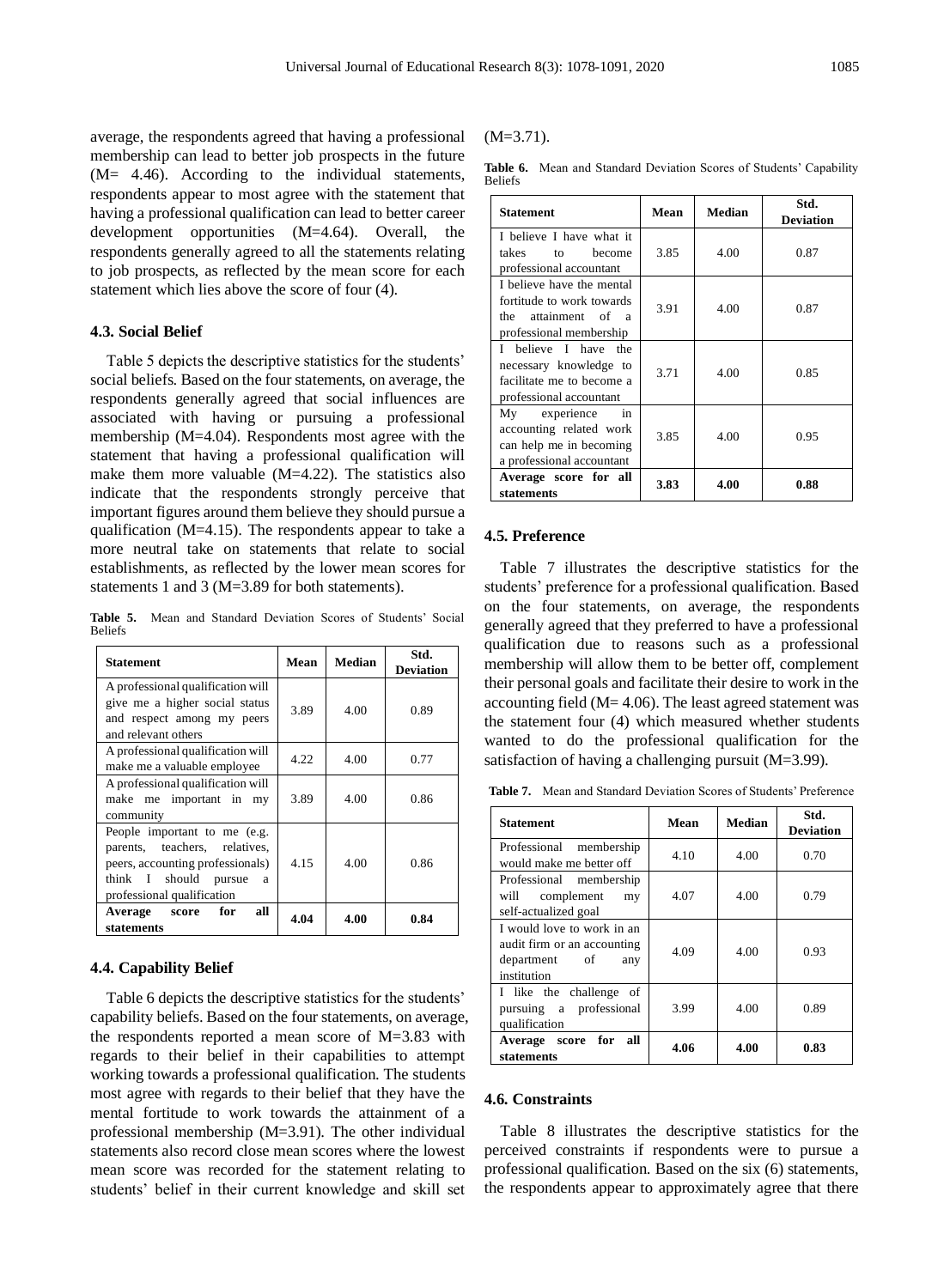average, the respondents agreed that having a professional membership can lead to better job prospects in the future (M= 4.46). According to the individual statements, respondents appear to most agree with the statement that having a professional qualification can lead to better career development opportunities (M=4.64). Overall, the respondents generally agreed to all the statements relating to job prospects, as reflected by the mean score for each statement which lies above the score of four (4).

### 4.3. Social Belief

Table 5 depicts the descriptive statistics for the students' social beliefs. Based on the four statements, on average, the respondents generally agreed that social influences are associated with having or pursuing a professional membership (M=4.04). Respondents most agree with the statement that having a professional qualification will make them more valuable (M=4.22). The statistics also indicate that the respondents strongly perceive that important figures around them believe they should pursue a qualification (M=4.15). The respondents appear to take a more neutral take on statements that relate to social establishments, as reflected by the lower mean scores for statements 1 and 3 (M=3.89 for both statements).

**Table 5.** Mean and Standard Deviation Scores of Students' Social Beliefs

| Statement | Mean | Median | Std. Deviation |
|---|---|---|---|
| A professional qualification will give me a higher social status and respect among my peers and relevant others | 3.89 | 4.00 | 0.89 |
| A professional qualification will make me a valuable employee | 4.22 | 4.00 | 0.77 |
| A professional qualification will make me important in my community | 3.89 | 4.00 | 0.86 |
| People important to me (e.g. parents, teachers, relatives, peers, accounting professionals) think I should pursue a professional qualification | 4.15 | 4.00 | 0.86 |
| **Average score for all statements** | **4.04** | **4.00** | **0.84** |

### 4.4. Capability Belief

Table 6 depicts the descriptive statistics for the students' capability beliefs. Based on the four statements, on average, the respondents reported a mean score of M=3.83 with regards to their belief in their capabilities to attempt working towards a professional qualification. The students most agree with regards to their belief that they have the mental fortitude to work towards the attainment of a professional membership (M=3.91). The other individual statements also record close mean scores where the lowest mean score was recorded for the statement relating to students' belief in their current knowledge and skill set (M=3.71).

**Table 6.** Mean and Standard Deviation Scores of Students' Capability Beliefs

| Statement | Mean | Median | Std. Deviation |
|---|---|---|---|
| I believe I have what it takes to become professional accountant | 3.85 | 4.00 | 0.87 |
| I believe have the mental fortitude to work towards the attainment of a professional membership | 3.91 | 4.00 | 0.87 |
| I believe I have the necessary knowledge to facilitate me to become a professional accountant | 3.71 | 4.00 | 0.85 |
| My experience in accounting related work can help me in becoming a professional accountant | 3.85 | 4.00 | 0.95 |
| **Average score for all statements** | **3.83** | **4.00** | **0.88** |

### 4.5. Preference

Table 7 illustrates the descriptive statistics for the students' preference for a professional qualification. Based on the four statements, on average, the respondents generally agreed that they preferred to have a professional qualification due to reasons such as a professional membership will allow them to be better off, complement their personal goals and facilitate their desire to work in the accounting field (M= 4.06). The least agreed statement was the statement four (4) which measured whether students wanted to do the professional qualification for the satisfaction of having a challenging pursuit (M=3.99).

**Table 7.** Mean and Standard Deviation Scores of Students' Preference

| Statement | Mean | Median | Std. Deviation |
|---|---|---|---|
| Professional membership would make me better off | 4.10 | 4.00 | 0.70 |
| Professional membership will complement my self-actualized goal | 4.07 | 4.00 | 0.79 |
| I would love to work in an audit firm or an accounting department of any institution | 4.09 | 4.00 | 0.93 |
| I like the challenge of pursuing a professional qualification | 3.99 | 4.00 | 0.89 |
| **Average score for all statements** | **4.06** | **4.00** | **0.83** |

### 4.6. Constraints

Table 8 illustrates the descriptive statistics for the perceived constraints if respondents were to pursue a professional qualification. Based on the six (6) statements, the respondents appear to approximately agree that there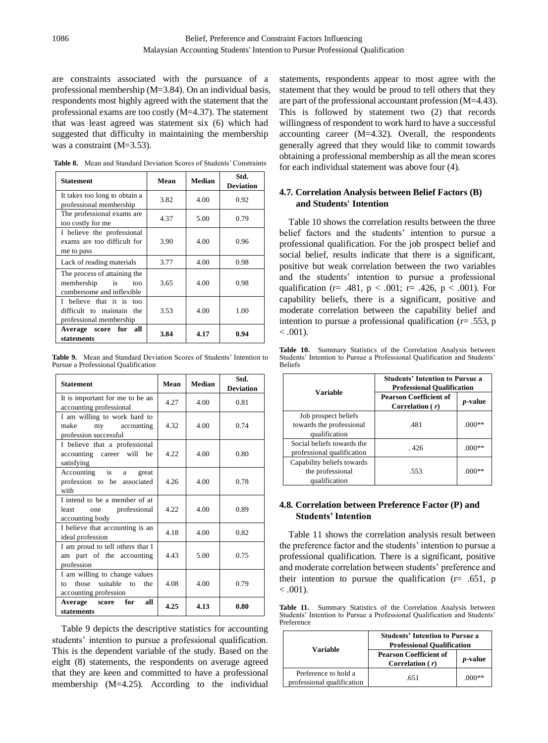are constraints associated with the pursuance of a professional membership (M=3.84). On an individual basis, respondents most highly agreed with the statement that the professional exams are too costly (M=4.37). The statement that was least agreed was statement six (6) which had suggested that difficulty in maintaining the membership was a constraint (M=3.53).

**Table 8.** Mean and Standard Deviation Scores of Students' Constraints

| Statement | Mean | Median | Std. Deviation |
|---|---|---|---|
| It takes too long to obtain a professional membership | 3.82 | 4.00 | 0.92 |
| The professional exams are too costly for me | 4.37 | 5.00 | 0.79 |
| I believe the professional exams are too difficult for me to pass | 3.90 | 4.00 | 0.96 |
| Lack of reading materials | 3.77 | 4.00 | 0.98 |
| The process of attaining the membership is too cumbersome and inflexible | 3.65 | 4.00 | 0.98 |
| I believe that it is too difficult to maintain the professional membership | 3.53 | 4.00 | 1.00 |
| **Average score for all statements** | **3.84** | **4.17** | **0.94** |

**Table 9.** Mean and Standard Deviation Scores of Students' Intention to Pursue a Professional Qualification

| Statement | Mean | Median | Std. Deviation |
|---|---|---|---|
| It is important for me to be an accounting professional | 4.27 | 4.00 | 0.81 |
| I am willing to work hard to make my accounting profession successful | 4.32 | 4.00 | 0.74 |
| I believe that a professional accounting career will be satisfying | 4.22 | 4.00 | 0.80 |
| Accounting is a great profession to be associated with | 4.26 | 4.00 | 0.78 |
| I intend to be a member of at least one professional accounting body | 4.22 | 4.00 | 0.89 |
| I believe that accounting is an ideal profession | 4.18 | 4.00 | 0.82 |
| I am proud to tell others that I am part of the accounting profession | 4.43 | 5.00 | 0.75 |
| I am willing to change values to those suitable to the accounting profession | 4.08 | 4.00 | 0.79 |
| **Average score for all statements** | **4.25** | **4.13** | **0.80** |

Table 9 depicts the descriptive statistics for accounting students' intention to pursue a professional qualification. This is the dependent variable of the study. Based on the eight (8) statements, the respondents on average agreed that they are keen and committed to have a professional membership (M=4.25). According to the individual statements, respondents appear to most agree with the statement that they would be proud to tell others that they are part of the professional accountant profession (M=4.43). This is followed by statement two (2) that records willingness of respondent to work hard to have a successful accounting career (M=4.32). Overall, the respondents generally agreed that they would like to commit towards obtaining a professional membership as all the mean scores for each individual statement was above four (4).

### 4.7. Correlation Analysis between Belief Factors (B) and Students' Intention

Table 10 shows the correlation results between the three belief factors and the students' intention to pursue a professional qualification. For the job prospect belief and social belief, results indicate that there is a significant, positive but weak correlation between the two variables and the students' intention to pursue a professional qualification ($r = .481$, $p < .001$; $r = .426$, $p < .001$). For capability beliefs, there is a significant, positive and moderate correlation between the capability belief and intention to pursue a professional qualification ($r = .553$, $p < .001$).

**Table 10.** Summary Statistics of the Correlation Analysis between Students' Intention to Pursue a Professional Qualification and Students' Beliefs

| Variable | Students' Intention to Pursue a Professional Qualification | |
|---|---|---|
| | Pearson Coefficient of Correlation ( *r*) | *p*-value |
| Job prospect beliefs towards the professional qualification | .481 | .000** |
| Social beliefs towards the professional qualification | . 426 | .000** |
| Capability beliefs towards the professional qualification | .553 | .000** |

### 4.8. Correlation between Preference Factor (P) and Students' Intention

Table 11 shows the correlation analysis result between the preference factor and the students' intention to pursue a professional qualification. There is a significant, positive and moderate correlation between students' preference and their intention to pursue the qualification ($r = .651$, $p < .001$).

**Table 11.** Summary Statistics of the Correlation Analysis between Students' Intention to Pursue a Professional Qualification and Students' Preference

| Variable | Students' Intention to Pursue a Professional Qualification | |
|---|---|---|
| | Pearson Coefficient of Correlation ( *r*) | *p*-value |
| Preference to hold a professional qualification | .651 | .000** |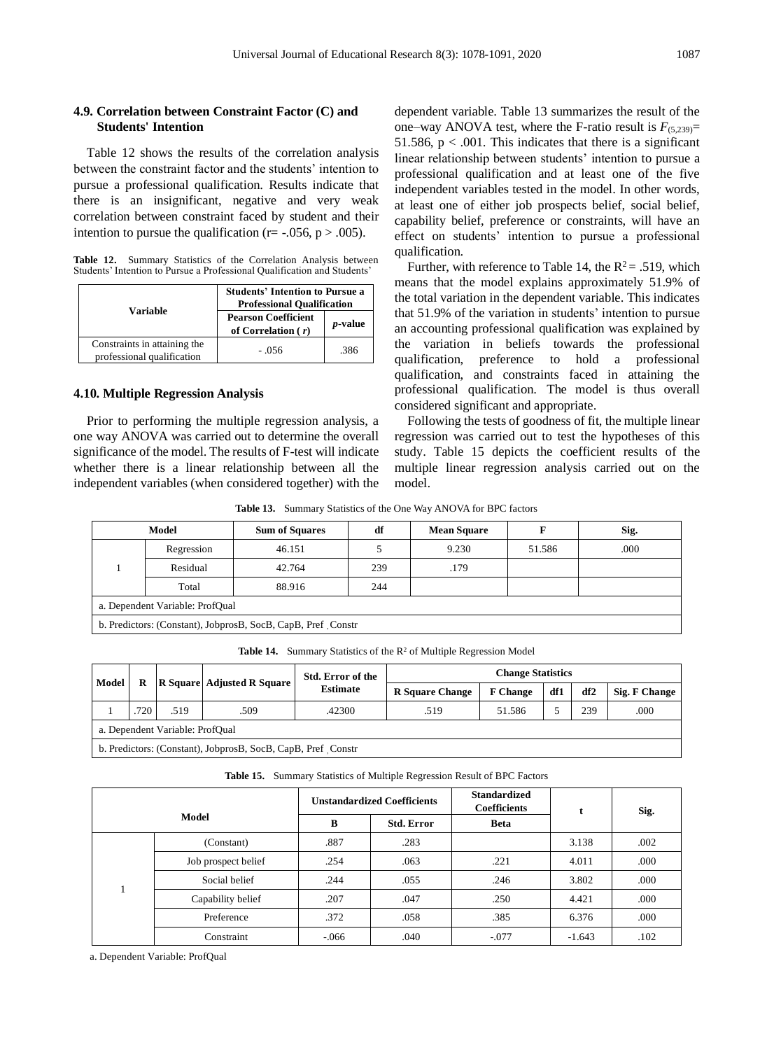### 4.9. Correlation between Constraint Factor (C) and Students' Intention

Table 12 shows the results of the correlation analysis between the constraint factor and the students' intention to pursue a professional qualification. Results indicate that there is an insignificant, negative and very weak correlation between constraint faced by student and their intention to pursue the qualification ($r = -.056$, $p > .005$).

**Table 12.** Summary Statistics of the Correlation Analysis between Students' Intention to Pursue a Professional Qualification and Students'

| Variable | Students' Intention to Pursue a Professional Qualification | |
|---|---|---|
| | Pearson Coefficient of Correlation ( *r*) | *p*-value |
| Constraints in attaining the professional qualification | - .056 | .386 |

### 4.10. Multiple Regression Analysis

Prior to performing the multiple regression analysis, a one way ANOVA was carried out to determine the overall significance of the model. The results of F-test will indicate whether there is a linear relationship between all the independent variables (when considered together) with the dependent variable. Table 13 summarizes the result of the one–way ANOVA test, where the F-ratio result is $F_{(5,239)} = 51.586$, $p < .001$. This indicates that there is a significant linear relationship between students' intention to pursue a professional qualification and at least one of the five independent variables tested in the model. In other words, at least one of either job prospects belief, social belief, capability belief, preference or constraints, will have an effect on students' intention to pursue a professional qualification.

Further, with reference to Table 14, the $R^2 = .519$, which means that the model explains approximately 51.9% of the total variation in the dependent variable. This indicates that 51.9% of the variation in students' intention to pursue an accounting professional qualification was explained by the variation in beliefs towards the professional qualification, preference to hold a professional qualification, and constraints faced in attaining the professional qualification. The model is thus overall considered significant and appropriate.

Following the tests of goodness of fit, the multiple linear regression was carried out to test the hypotheses of this study. Table 15 depicts the coefficient results of the multiple linear regression analysis carried out on the model.

**Table 13.** Summary Statistics of the One Way ANOVA for BPC factors

| Model | | Sum of Squares | df | Mean Square | F | Sig. |
|---|---|---|---|---|---|---|
| 1 | Regression | 46.151 | 5 | 9.230 | 51.586 | .000 |
| | Residual | 42.764 | 239 | .179 | | |
| | Total | 88.916 | 244 | | | |
| a. Dependent Variable: ProfQual | | | | | | |
| b. Predictors: (Constant), JobprosB, SocB, CapB, Pref , Constr | | | | | | |

**Table 14.** Summary Statistics of the $R^2$ of Multiple Regression Model

| Model | R | R Square | Adjusted R Square | Std. Error of the Estimate | Change Statistics | | | | |
|---|---|---|---|---|---|---|---|---|---|
| | | | | | R Square Change | F Change | df1 | df2 | Sig. F Change |
| 1 | .720 | .519 | .509 | .42300 | .519 | 51.586 | 5 | 239 | .000 |
| a. Dependent Variable: ProfQual | | | | | | | | | |
| b. Predictors: (Constant), JobprosB, SocB, CapB, Pref , Constr | | | | | | | | | |

**Table 15.** Summary Statistics of Multiple Regression Result of BPC Factors

| Model | | Unstandardized Coefficients | | Standardized Coefficients | t | Sig. |
|---|---|---|---|---|---|---|
| | | B | Std. Error | Beta | | |
| 1 | (Constant) | .887 | .283 | | 3.138 | .002 |
| | Job prospect belief | .254 | .063 | .221 | 4.011 | .000 |
| | Social belief | .244 | .055 | .246 | 3.802 | .000 |
| | Capability belief | .207 | .047 | .250 | 4.421 | .000 |
| | Preference | .372 | .058 | .385 | 6.376 | .000 |
| | Constraint | -.066 | .040 | -.077 | -1.643 | .102 |

a. Dependent Variable: ProfQual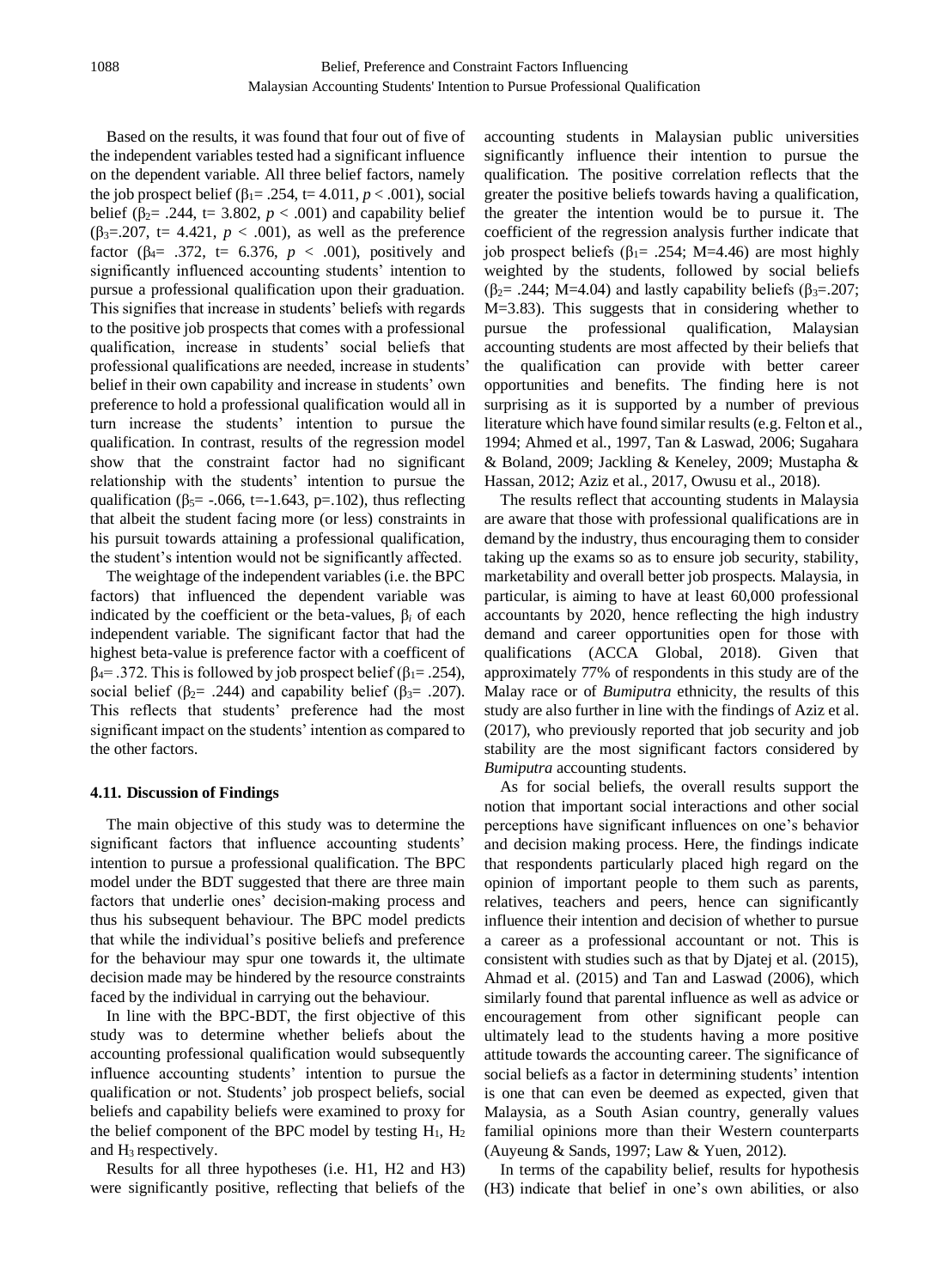Based on the results, it was found that four out of five of the independent variables tested had a significant influence on the dependent variable. All three belief factors, namely the job prospect belief ($\beta_1$= .254, t= 4.011, $p < .001$), social belief ($\beta_2$= .244, t= 3.802, $p < .001$) and capability belief ($\beta_3$=.207, t= 4.421, $p < .001$), as well as the preference factor ($\beta_4$= .372, t= 6.376, $p < .001$), positively and significantly influenced accounting students' intention to pursue a professional qualification upon their graduation. This signifies that increase in students' beliefs with regards to the positive job prospects that comes with a professional qualification, increase in students' social beliefs that professional qualifications are needed, increase in students' belief in their own capability and increase in students' own preference to hold a professional qualification would all in turn increase the students' intention to pursue the qualification. In contrast, results of the regression model show that the constraint factor had no significant relationship with the students' intention to pursue the qualification ($\beta_5$= -.066, t=-1.643, p=.102), thus reflecting that albeit the student facing more (or less) constraints in his pursuit towards attaining a professional qualification, the student's intention would not be significantly affected.

The weightage of the independent variables (i.e. the BPC factors) that influenced the dependent variable was indicated by the coefficient or the beta-values, $\beta_i$ of each independent variable. The significant factor that had the highest beta-value is preference factor with a coefficent of $\beta_4$= .372. This is followed by job prospect belief ($\beta_1$= .254), social belief ($\beta_2$= .244) and capability belief ($\beta_3$= .207). This reflects that students' preference had the most significant impact on the students' intention as compared to the other factors.

### 4.11. Discussion of Findings

The main objective of this study was to determine the significant factors that influence accounting students' intention to pursue a professional qualification. The BPC model under the BDT suggested that there are three main factors that underlie ones' decision-making process and thus his subsequent behaviour. The BPC model predicts that while the individual's positive beliefs and preference for the behaviour may spur one towards it, the ultimate decision made may be hindered by the resource constraints faced by the individual in carrying out the behaviour.

In line with the BPC-BDT, the first objective of this study was to determine whether beliefs about the accounting professional qualification would subsequently influence accounting students' intention to pursue the qualification or not. Students' job prospect beliefs, social beliefs and capability beliefs were examined to proxy for the belief component of the BPC model by testing $H_1$, $H_2$ and $H_3$ respectively.

Results for all three hypotheses (i.e. H1, H2 and H3) were significantly positive, reflecting that beliefs of the accounting students in Malaysian public universities significantly influence their intention to pursue the qualification. The positive correlation reflects that the greater the positive beliefs towards having a qualification, the greater the intention would be to pursue it. The coefficient of the regression analysis further indicate that job prospect beliefs ($\beta_1$= .254; M=4.46) are most highly weighted by the students, followed by social beliefs ($\beta_2$= .244; M=4.04) and lastly capability beliefs ($\beta_3$=.207; M=3.83). This suggests that in considering whether to pursue the professional qualification, Malaysian accounting students are most affected by their beliefs that the qualification can provide with better career opportunities and benefits. The finding here is not surprising as it is supported by a number of previous literature which have found similar results (e.g. Felton et al., 1994; Ahmed et al., 1997, Tan & Laswad, 2006; Sugahara & Boland, 2009; Jackling & Keneley, 2009; Mustapha & Hassan, 2012; Aziz et al., 2017, Owusu et al., 2018).

The results reflect that accounting students in Malaysia are aware that those with professional qualifications are in demand by the industry, thus encouraging them to consider taking up the exams so as to ensure job security, stability, marketability and overall better job prospects. Malaysia, in particular, is aiming to have at least 60,000 professional accountants by 2020, hence reflecting the high industry demand and career opportunities open for those with qualifications (ACCA Global, 2018). Given that approximately 77% of respondents in this study are of the Malay race or of *Bumiputra* ethnicity, the results of this study are also further in line with the findings of Aziz et al. (2017), who previously reported that job security and job stability are the most significant factors considered by *Bumiputra* accounting students.

As for social beliefs, the overall results support the notion that important social interactions and other social perceptions have significant influences on one's behavior and decision making process. Here, the findings indicate that respondents particularly placed high regard on the opinion of important people to them such as parents, relatives, teachers and peers, hence can significantly influence their intention and decision of whether to pursue a career as a professional accountant or not. This is consistent with studies such as that by Djatej et al. (2015), Ahmad et al. (2015) and Tan and Laswad (2006), which similarly found that parental influence as well as advice or encouragement from other significant people can ultimately lead to the students having a more positive attitude towards the accounting career. The significance of social beliefs as a factor in determining students' intention is one that can even be deemed as expected, given that Malaysia, as a South Asian country, generally values familial opinions more than their Western counterparts (Auyeung & Sands, 1997; Law & Yuen, 2012).

In terms of the capability belief, results for hypothesis (H3) indicate that belief in one's own abilities, or also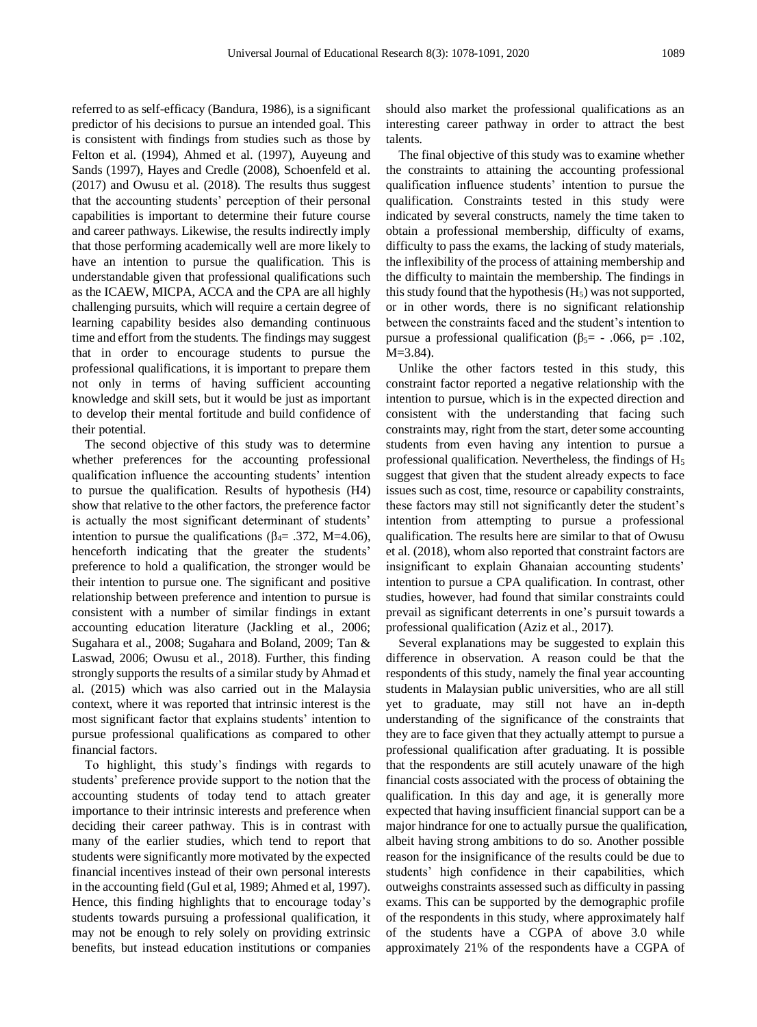referred to as self-efficacy (Bandura, 1986), is a significant predictor of his decisions to pursue an intended goal. This is consistent with findings from studies such as those by Felton et al. (1994), Ahmed et al. (1997), Auyeung and Sands (1997), Hayes and Credle (2008), Schoenfeld et al. (2017) and Owusu et al. (2018). The results thus suggest that the accounting students' perception of their personal capabilities is important to determine their future course and career pathways. Likewise, the results indirectly imply that those performing academically well are more likely to have an intention to pursue the qualification. This is understandable given that professional qualifications such as the ICAEW, MICPA, ACCA and the CPA are all highly challenging pursuits, which will require a certain degree of learning capability besides also demanding continuous time and effort from the students. The findings may suggest that in order to encourage students to pursue the professional qualifications, it is important to prepare them not only in terms of having sufficient accounting knowledge and skill sets, but it would be just as important to develop their mental fortitude and build confidence of their potential.

The second objective of this study was to determine whether preferences for the accounting professional qualification influence the accounting students' intention to pursue the qualification. Results of hypothesis (H4) show that relative to the other factors, the preference factor is actually the most significant determinant of students' intention to pursue the qualifications ($\beta_4$= .372, M=4.06), henceforth indicating that the greater the students' preference to hold a qualification, the stronger would be their intention to pursue one. The significant and positive relationship between preference and intention to pursue is consistent with a number of similar findings in extant accounting education literature (Jackling et al., 2006; Sugahara et al., 2008; Sugahara and Boland, 2009; Tan & Laswad, 2006; Owusu et al., 2018). Further, this finding strongly supports the results of a similar study by Ahmad et al. (2015) which was also carried out in the Malaysia context, where it was reported that intrinsic interest is the most significant factor that explains students' intention to pursue professional qualifications as compared to other financial factors.

To highlight, this study's findings with regards to students' preference provide support to the notion that the accounting students of today tend to attach greater importance to their intrinsic interests and preference when deciding their career pathway. This is in contrast with many of the earlier studies, which tend to report that students were significantly more motivated by the expected financial incentives instead of their own personal interests in the accounting field (Gul et al, 1989; Ahmed et al, 1997). Hence, this finding highlights that to encourage today's students towards pursuing a professional qualification, it may not be enough to rely solely on providing extrinsic benefits, but instead education institutions or companies should also market the professional qualifications as an interesting career pathway in order to attract the best talents.

The final objective of this study was to examine whether the constraints to attaining the accounting professional qualification influence students' intention to pursue the qualification. Constraints tested in this study were indicated by several constructs, namely the time taken to obtain a professional membership, difficulty of exams, difficulty to pass the exams, the lacking of study materials, the inflexibility of the process of attaining membership and the difficulty to maintain the membership. The findings in this study found that the hypothesis ($H_5$) was not supported, or in other words, there is no significant relationship between the constraints faced and the student's intention to pursue a professional qualification ($\beta_5$= - .066, p= .102, M=3.84).

Unlike the other factors tested in this study, this constraint factor reported a negative relationship with the intention to pursue, which is in the expected direction and consistent with the understanding that facing such constraints may, right from the start, deter some accounting students from even having any intention to pursue a professional qualification. Nevertheless, the findings of $H_5$ suggest that given that the student already expects to face issues such as cost, time, resource or capability constraints, these factors may still not significantly deter the student's intention from attempting to pursue a professional qualification. The results here are similar to that of Owusu et al. (2018), whom also reported that constraint factors are insignificant to explain Ghanaian accounting students' intention to pursue a CPA qualification. In contrast, other studies, however, had found that similar constraints could prevail as significant deterrents in one's pursuit towards a professional qualification (Aziz et al., 2017).

Several explanations may be suggested to explain this difference in observation. A reason could be that the respondents of this study, namely the final year accounting students in Malaysian public universities, who are all still yet to graduate, may still not have an in-depth understanding of the significance of the constraints that they are to face given that they actually attempt to pursue a professional qualification after graduating. It is possible that the respondents are still acutely unaware of the high financial costs associated with the process of obtaining the qualification. In this day and age, it is generally more expected that having insufficient financial support can be a major hindrance for one to actually pursue the qualification, albeit having strong ambitions to do so. Another possible reason for the insignificance of the results could be due to students' high confidence in their capabilities, which outweighs constraints assessed such as difficulty in passing exams. This can be supported by the demographic profile of the respondents in this study, where approximately half of the students have a CGPA of above 3.0 while approximately 21% of the respondents have a CGPA of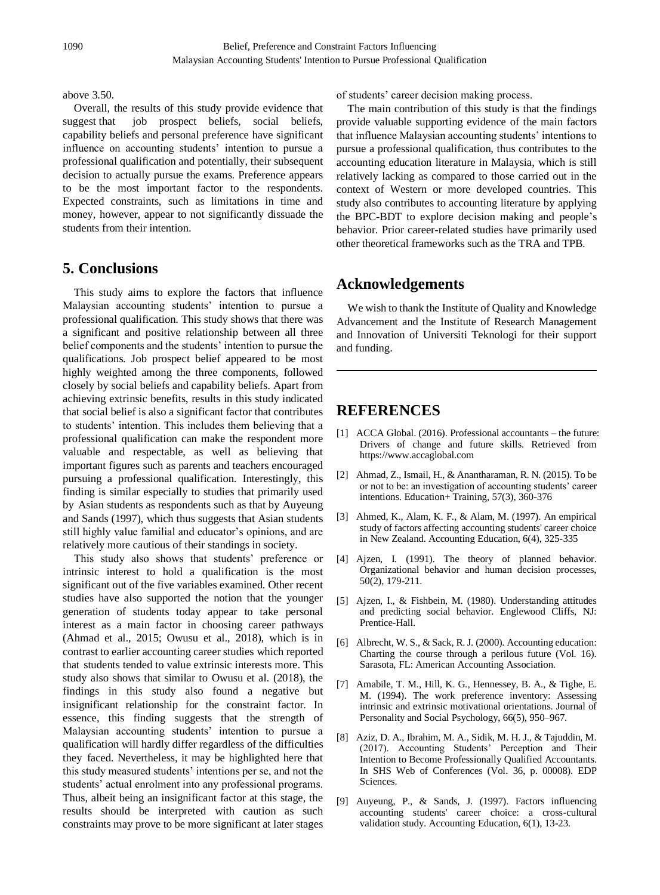above 3.50.

Overall, the results of this study provide evidence that suggest that job prospect beliefs, social beliefs, capability beliefs and personal preference have significant influence on accounting students' intention to pursue a professional qualification and potentially, their subsequent decision to actually pursue the exams. Preference appears to be the most important factor to the respondents. Expected constraints, such as limitations in time and money, however, appear to not significantly dissuade the students from their intention.

## 5. Conclusions

This study aims to explore the factors that influence Malaysian accounting students' intention to pursue a professional qualification. This study shows that there was a significant and positive relationship between all three belief components and the students' intention to pursue the qualifications. Job prospect belief appeared to be most highly weighted among the three components, followed closely by social beliefs and capability beliefs. Apart from achieving extrinsic benefits, results in this study indicated that social belief is also a significant factor that contributes to students' intention. This includes them believing that a professional qualification can make the respondent more valuable and respectable, as well as believing that important figures such as parents and teachers encouraged pursuing a professional qualification. Interestingly, this finding is similar especially to studies that primarily used by Asian students as respondents such as that by Auyeung and Sands (1997), which thus suggests that Asian students still highly value familial and educator's opinions, and are relatively more cautious of their standings in society.

This study also shows that students' preference or intrinsic interest to hold a qualification is the most significant out of the five variables examined. Other recent studies have also supported the notion that the younger generation of students today appear to take personal interest as a main factor in choosing career pathways (Ahmad et al., 2015; Owusu et al., 2018), which is in contrast to earlier accounting career studies which reported that students tended to value extrinsic interests more. This study also shows that similar to Owusu et al. (2018), the findings in this study also found a negative but insignificant relationship for the constraint factor. In essence, this finding suggests that the strength of Malaysian accounting students' intention to pursue a qualification will hardly differ regardless of the difficulties they faced. Nevertheless, it may be highlighted here that this study measured students' intentions per se, and not the students' actual enrolment into any professional programs. Thus, albeit being an insignificant factor at this stage, the results should be interpreted with caution as such constraints may prove to be more significant at later stages of students' career decision making process.

The main contribution of this study is that the findings provide valuable supporting evidence of the main factors that influence Malaysian accounting students' intentions to pursue a professional qualification, thus contributes to the accounting education literature in Malaysia, which is still relatively lacking as compared to those carried out in the context of Western or more developed countries. This study also contributes to accounting literature by applying the BPC-BDT to explore decision making and people's behavior. Prior career-related studies have primarily used other theoretical frameworks such as the TRA and TPB.

## Acknowledgements

We wish to thank the Institute of Quality and Knowledge Advancement and the Institute of Research Management and Innovation of Universiti Teknologi for their support and funding.

## REFERENCES

[1] ACCA Global. (2016). Professional accountants – the future: Drivers of change and future skills. Retrieved from https://www.accaglobal.com

[2] Ahmad, Z., Ismail, H., & Anantharaman, R. N. (2015). To be or not to be: an investigation of accounting students' career intentions. Education+ Training, 57(3), 360-376

[3] Ahmed, K., Alam, K. F., & Alam, M. (1997). An empirical study of factors affecting accounting students' career choice in New Zealand. Accounting Education, 6(4), 325-335

[4] Ajzen, I. (1991). The theory of planned behavior. Organizational behavior and human decision processes, 50(2), 179-211.

[5] Ajzen, I., & Fishbein, M. (1980). Understanding attitudes and predicting social behavior. Englewood Cliffs, NJ: Prentice-Hall.

[6] Albrecht, W. S., & Sack, R. J. (2000). Accounting education: Charting the course through a perilous future (Vol. 16). Sarasota, FL: American Accounting Association.

[7] Amabile, T. M., Hill, K. G., Hennessey, B. A., & Tighe, E. M. (1994). The work preference inventory: Assessing intrinsic and extrinsic motivational orientations. Journal of Personality and Social Psychology, 66(5), 950–967.

[8] Aziz, D. A., Ibrahim, M. A., Sidik, M. H. J., & Tajuddin, M. (2017). Accounting Students' Perception and Their Intention to Become Professionally Qualified Accountants. In SHS Web of Conferences (Vol. 36, p. 00008). EDP Sciences.

[9] Auyeung, P., & Sands, J. (1997). Factors influencing accounting students' career choice: a cross-cultural validation study. Accounting Education, 6(1), 13-23.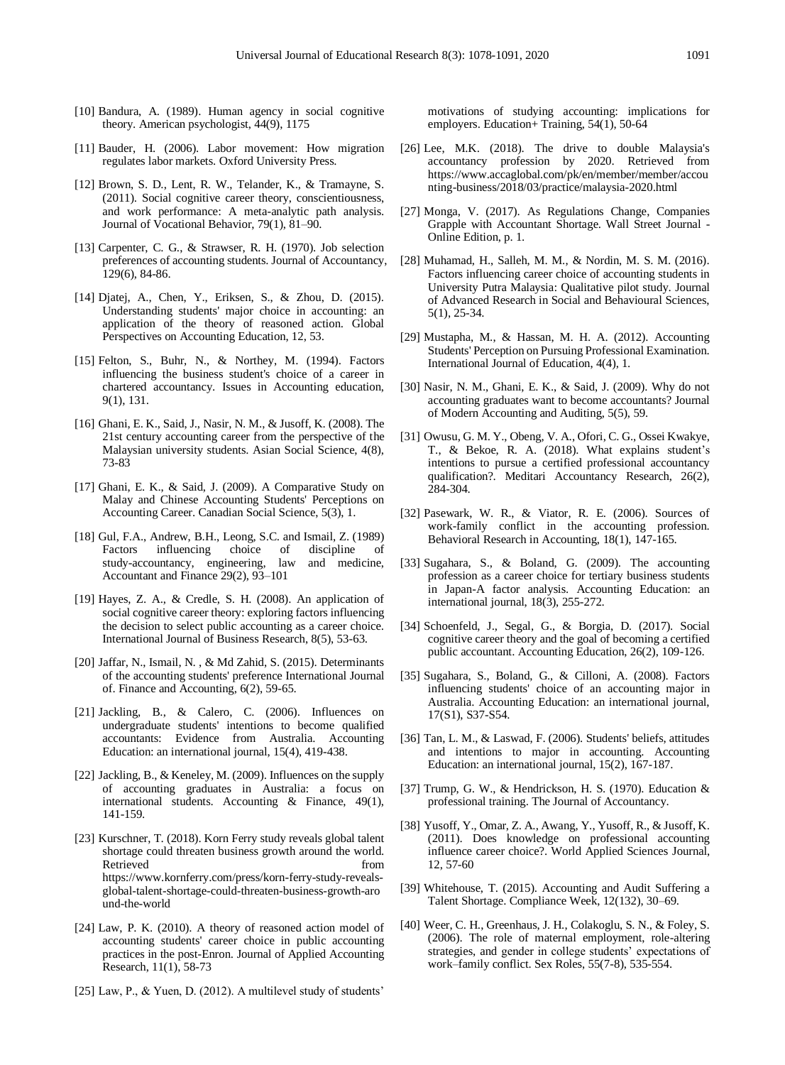[10] Bandura, A. (1989). Human agency in social cognitive theory. American psychologist, 44(9), 1175

[11] Bauder, H. (2006). Labor movement: How migration regulates labor markets. Oxford University Press.

[12] Brown, S. D., Lent, R. W., Telander, K., & Tramayne, S. (2011). Social cognitive career theory, conscientiousness, and work performance: A meta-analytic path analysis. Journal of Vocational Behavior, 79(1), 81–90.

[13] Carpenter, C. G., & Strawser, R. H. (1970). Job selection preferences of accounting students. Journal of Accountancy, 129(6), 84-86.

[14] Djatej, A., Chen, Y., Eriksen, S., & Zhou, D. (2015). Understanding students' major choice in accounting: an application of the theory of reasoned action. Global Perspectives on Accounting Education, 12, 53.

[15] Felton, S., Buhr, N., & Northey, M. (1994). Factors influencing the business student's choice of a career in chartered accountancy. Issues in Accounting education, 9(1), 131.

[16] Ghani, E. K., Said, J., Nasir, N. M., & Jusoff, K. (2008). The 21st century accounting career from the perspective of the Malaysian university students. Asian Social Science, 4(8), 73-83

[17] Ghani, E. K., & Said, J. (2009). A Comparative Study on Malay and Chinese Accounting Students' Perceptions on Accounting Career. Canadian Social Science, 5(3), 1.

[18] Gul, F.A., Andrew, B.H., Leong, S.C. and Ismail, Z. (1989) Factors influencing choice of discipline of study-accountancy, engineering, law and medicine, Accountant and Finance 29(2), 93–101

[19] Hayes, Z. A., & Credle, S. H. (2008). An application of social cognitive career theory: exploring factors influencing the decision to select public accounting as a career choice. International Journal of Business Research, 8(5), 53-63.

[20] Jaffar, N., Ismail, N. , & Md Zahid, S. (2015). Determinants of the accounting students' preference International Journal of. Finance and Accounting, 6(2), 59-65.

[21] Jackling, B., & Calero, C. (2006). Influences on undergraduate students' intentions to become qualified accountants: Evidence from Australia. Accounting Education: an international journal, 15(4), 419-438.

[22] Jackling, B., & Keneley, M. (2009). Influences on the supply of accounting graduates in Australia: a focus on international students. Accounting & Finance, 49(1), 141-159.

[23] Kurschner, T. (2018). Korn Ferry study reveals global talent shortage could threaten business growth around the world. Retrieved from https://www.kornferry.com/press/korn-ferry-study-reveals-global-talent-shortage-could-threaten-business-growth-around-the-world

[24] Law, P. K. (2010). A theory of reasoned action model of accounting students' career choice in public accounting practices in the post-Enron. Journal of Applied Accounting Research, 11(1), 58-73

[25] Law, P., & Yuen, D. (2012). A multilevel study of students' motivations of studying accounting: implications for employers. Education+ Training, 54(1), 50-64

[26] Lee, M.K. (2018). The drive to double Malaysia's accountancy profession by 2020. Retrieved from https://www.accaglobal.com/pk/en/member/member/accounting-business/2018/03/practice/malaysia-2020.html

[27] Monga, V. (2017). As Regulations Change, Companies Grapple with Accountant Shortage. Wall Street Journal - Online Edition, p. 1.

[28] Muhamad, H., Salleh, M. M., & Nordin, M. S. M. (2016). Factors influencing career choice of accounting students in University Putra Malaysia: Qualitative pilot study. Journal of Advanced Research in Social and Behavioural Sciences, 5(1), 25-34.

[29] Mustapha, M., & Hassan, M. H. A. (2012). Accounting Students' Perception on Pursuing Professional Examination. International Journal of Education, 4(4), 1.

[30] Nasir, N. M., Ghani, E. K., & Said, J. (2009). Why do not accounting graduates want to become accountants? Journal of Modern Accounting and Auditing, 5(5), 59.

[31] Owusu, G. M. Y., Obeng, V. A., Ofori, C. G., Ossei Kwakye, T., & Bekoe, R. A. (2018). What explains student's intentions to pursue a certified professional accountancy qualification?. Meditari Accountancy Research, 26(2), 284-304.

[32] Pasewark, W. R., & Viator, R. E. (2006). Sources of work-family conflict in the accounting profession. Behavioral Research in Accounting, 18(1), 147-165.

[33] Sugahara, S., & Boland, G. (2009). The accounting profession as a career choice for tertiary business students in Japan-A factor analysis. Accounting Education: an international journal, 18(3), 255-272.

[34] Schoenfeld, J., Segal, G., & Borgia, D. (2017). Social cognitive career theory and the goal of becoming a certified public accountant. Accounting Education, 26(2), 109-126.

[35] Sugahara, S., Boland, G., & Cilloni, A. (2008). Factors influencing students' choice of an accounting major in Australia. Accounting Education: an international journal, 17(S1), S37-S54.

[36] Tan, L. M., & Laswad, F. (2006). Students' beliefs, attitudes and intentions to major in accounting. Accounting Education: an international journal, 15(2), 167-187.

[37] Trump, G. W., & Hendrickson, H. S. (1970). Education & professional training. The Journal of Accountancy.

[38] Yusoff, Y., Omar, Z. A., Awang, Y., Yusoff, R., & Jusoff, K. (2011). Does knowledge on professional accounting influence career choice?. World Applied Sciences Journal, 12, 57-60

[39] Whitehouse, T. (2015). Accounting and Audit Suffering a Talent Shortage. Compliance Week, 12(132), 30–69.

[40] Weer, C. H., Greenhaus, J. H., Colakoglu, S. N., & Foley, S. (2006). The role of maternal employment, role-altering strategies, and gender in college students' expectations of work–family conflict. Sex Roles, 55(7-8), 535-554.